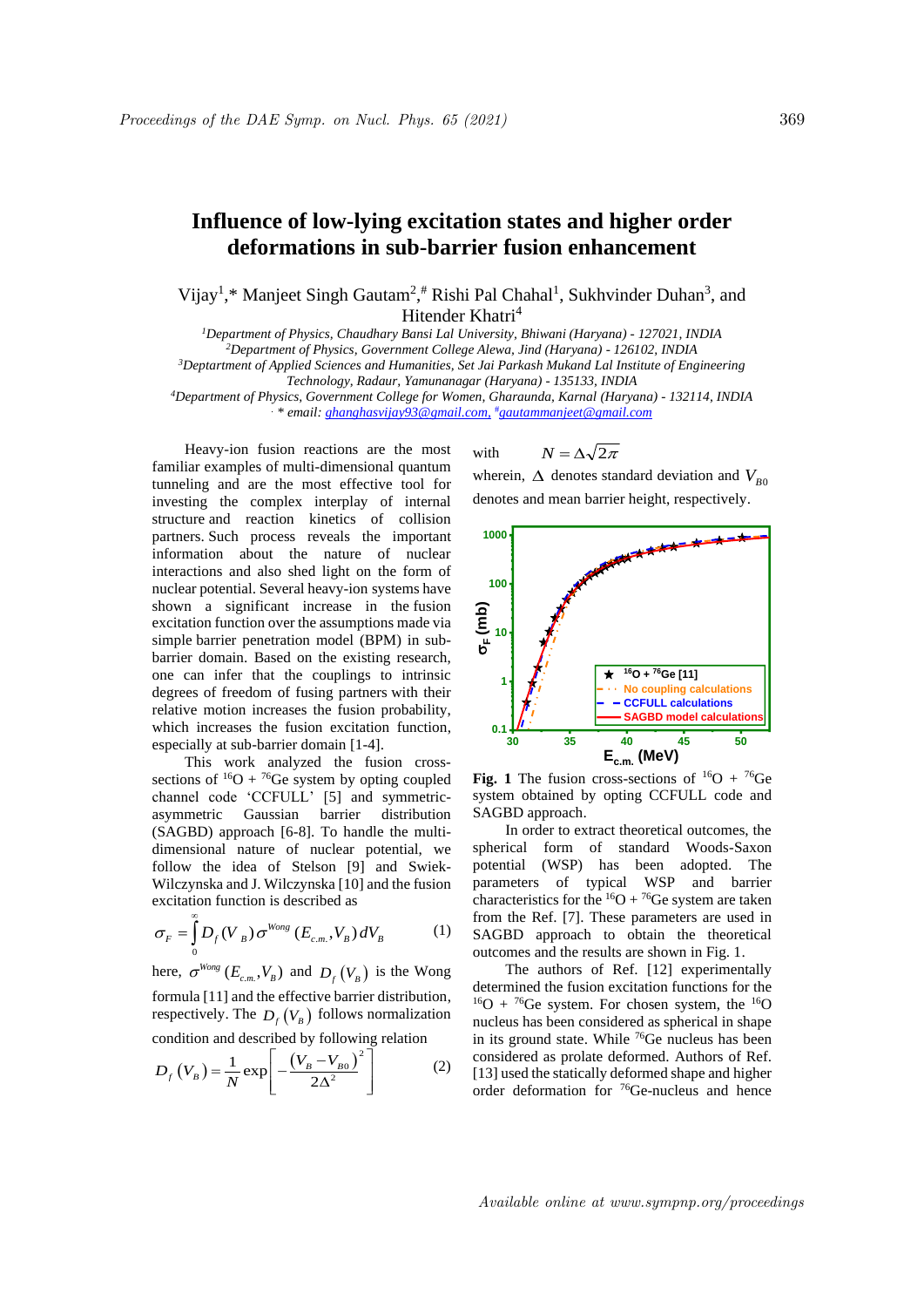# Influence of low-lying excitation states and higher order deformations in sub-barrier fusion enhancement

Vijay[1],* Manjeet Singh Gautam[2],# Rishi Pal Chahal[1], Sukhvinder Duhan[3], and Hitender Khatri[4]

*[1]Department of Physics, Chaudhary Bansi Lal University, Bhiwani (Haryana) - 127021, INDIA*
*[2]Department of Physics, Government College Alewa, Jind (Haryana) - 126102, INDIA*
*[3]Deptartment of Applied Sciences and Humanities, Set Jai Parkash Mukand Lal Institute of Engineering Technology, Radaur, Yamunanagar (Haryana) - 135133, INDIA*
*[4]Department of Physics, Government College for Women, Gharaunda, Karnal (Haryana) - 132114, INDIA*
*\* email: ghanghasvijay93@gmail.com, #gautammanjeet@gmail.com*

Heavy-ion fusion reactions are the most familiar examples of multi-dimensional quantum tunneling and are the most effective tool for investing the complex interplay of internal structure and reaction kinetics of collision partners. Such process reveals the important information about the nature of nuclear interactions and also shed light on the form of nuclear potential. Several heavy-ion systems have shown a significant increase in the fusion excitation function over the assumptions made via simple barrier penetration model (BPM) in sub-barrier domain. Based on the existing research, one can infer that the couplings to intrinsic degrees of freedom of fusing partners with their relative motion increases the fusion probability, which increases the fusion excitation function, especially at sub-barrier domain [1-4].

This work analyzed the fusion cross-sections of $^{16}$O + $^{76}$Ge system by opting coupled channel code 'CCFULL' [5] and symmetric-asymmetric Gaussian barrier distribution (SAGBD) approach [6-8]. To handle the multi-dimensional nature of nuclear potential, we follow the idea of Stelson [9] and Swiek-Wilczynska and J. Wilczynska [10] and the fusion excitation function is described as

$$\sigma_F = \int_0^\infty D_f(V_B)\,\sigma^{Wong}(E_{c.m.},V_B)\,dV_B \qquad (1)$$

here, $\sigma^{Wong}(E_{c.m.},V_B)$ and $D_f(V_B)$ is the Wong formula [11] and the effective barrier distribution, respectively. The $D_f(V_B)$ follows normalization condition and described by following relation

$$D_f(V_B) = \frac{1}{N}\exp\left[-\frac{(V_B - V_{B0})^2}{2\Delta^2}\right] \qquad (2)$$

with $N = \Delta\sqrt{2\pi}$

wherein, $\Delta$ denotes standard deviation and $V_{B0}$ denotes and mean barrier height, respectively.

**Fig. 1** The fusion cross-sections of $^{16}$O + $^{76}$Ge system obtained by opting CCFULL code and SAGBD approach.

In order to extract theoretical outcomes, the spherical form of standard Woods-Saxon potential (WSP) has been adopted. The parameters of typical WSP and barrier characteristics for the $^{16}$O + $^{76}$Ge system are taken from the Ref. [7]. These parameters are used in SAGBD approach to obtain the theoretical outcomes and the results are shown in Fig. 1.

The authors of Ref. [12] experimentally determined the fusion excitation functions for the $^{16}$O + $^{76}$Ge system. For chosen system, the $^{16}$O nucleus has been considered as spherical in shape in its ground state. While $^{76}$Ge nucleus has been considered as prolate deformed. Authors of Ref. [13] used the statically deformed shape and higher order deformation for $^{76}$Ge-nucleus and hence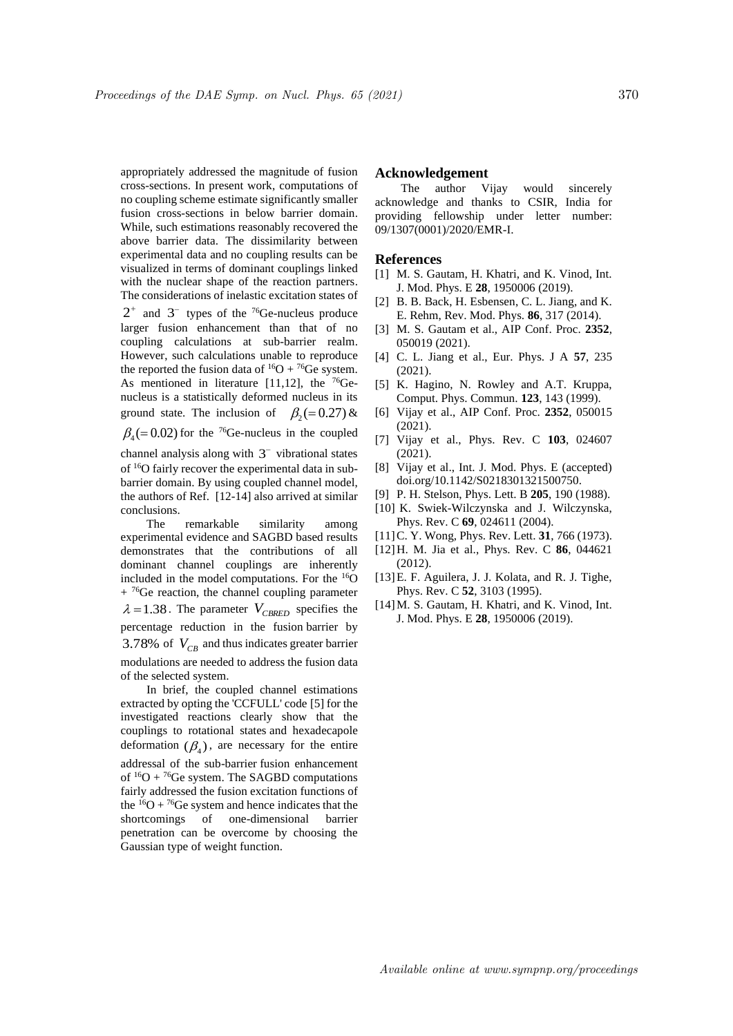appropriately addressed the magnitude of fusion cross-sections. In present work, computations of no coupling scheme estimate significantly smaller fusion cross-sections in below barrier domain. While, such estimations reasonably recovered the above barrier data. The dissimilarity between experimental data and no coupling results can be visualized in terms of dominant couplings linked with the nuclear shape of the reaction partners. The considerations of inelastic excitation states of $2^+$ and $3^-$ types of the $^{76}$Ge-nucleus produce larger fusion enhancement than that of no coupling calculations at sub-barrier realm. However, such calculations unable to reproduce the reported the fusion data of $^{16}$O + $^{76}$Ge system. As mentioned in literature [11,12], the $^{76}$Ge-nucleus is a statistically deformed nucleus in its ground state. The inclusion of $\beta_2(=0.27)$ & $\beta_4(=0.02)$ for the $^{76}$Ge-nucleus in the coupled channel analysis along with $3^-$ vibrational states of $^{16}$O fairly recover the experimental data in sub-barrier domain. By using coupled channel model, the authors of Ref. [12-14] also arrived at similar conclusions.

The remarkable similarity among experimental evidence and SAGBD based results demonstrates that the contributions of all dominant channel couplings are inherently included in the model computations. For the $^{16}$O + $^{76}$Ge reaction, the channel coupling parameter $\lambda = 1.38$. The parameter $V_{CBRED}$ specifies the percentage reduction in the fusion barrier by 3.78% of $V_{CB}$ and thus indicates greater barrier modulations are needed to address the fusion data of the selected system.

In brief, the coupled channel estimations extracted by opting the 'CCFULL' code [5] for the investigated reactions clearly show that the couplings to rotational states and hexadecapole deformation $(\beta_4)$, are necessary for the entire addressal of the sub-barrier fusion enhancement of $^{16}$O + $^{76}$Ge system. The SAGBD computations fairly addressed the fusion excitation functions of the $^{16}$O + $^{76}$Ge system and hence indicates that the shortcomings of one-dimensional barrier penetration can be overcome by choosing the Gaussian type of weight function.

## Acknowledgement

The author Vijay would sincerely acknowledge and thanks to CSIR, India for providing fellowship under letter number: 09/1307(0001)/2020/EMR-I.

## References

[1] M. S. Gautam, H. Khatri, and K. Vinod, Int. J. Mod. Phys. E **28**, 1950006 (2019).

[2] B. B. Back, H. Esbensen, C. L. Jiang, and K. E. Rehm, Rev. Mod. Phys. **86**, 317 (2014).

[3] M. S. Gautam et al., AIP Conf. Proc. **2352**, 050019 (2021).

[4] C. L. Jiang et al., Eur. Phys. J A **57**, 235 (2021).

[5] K. Hagino, N. Rowley and A.T. Kruppa, Comput. Phys. Commun. **123**, 143 (1999).

[6] Vijay et al., AIP Conf. Proc. **2352**, 050015 (2021).

[7] Vijay et al., Phys. Rev. C **103**, 024607 (2021).

[8] Vijay et al., Int. J. Mod. Phys. E (accepted) doi.org/10.1142/S0218301321500750.

[9] P. H. Stelson, Phys. Lett. B **205**, 190 (1988).

[10] K. Swiek-Wilczynska and J. Wilczynska, Phys. Rev. C **69**, 024611 (2004).

[11] C. Y. Wong, Phys. Rev. Lett. **31**, 766 (1973).

[12] H. M. Jia et al., Phys. Rev. C **86**, 044621 (2012).

[13] E. F. Aguilera, J. J. Kolata, and R. J. Tighe, Phys. Rev. C **52**, 3103 (1995).

[14] M. S. Gautam, H. Khatri, and K. Vinod, Int. J. Mod. Phys. E **28**, 1950006 (2019).